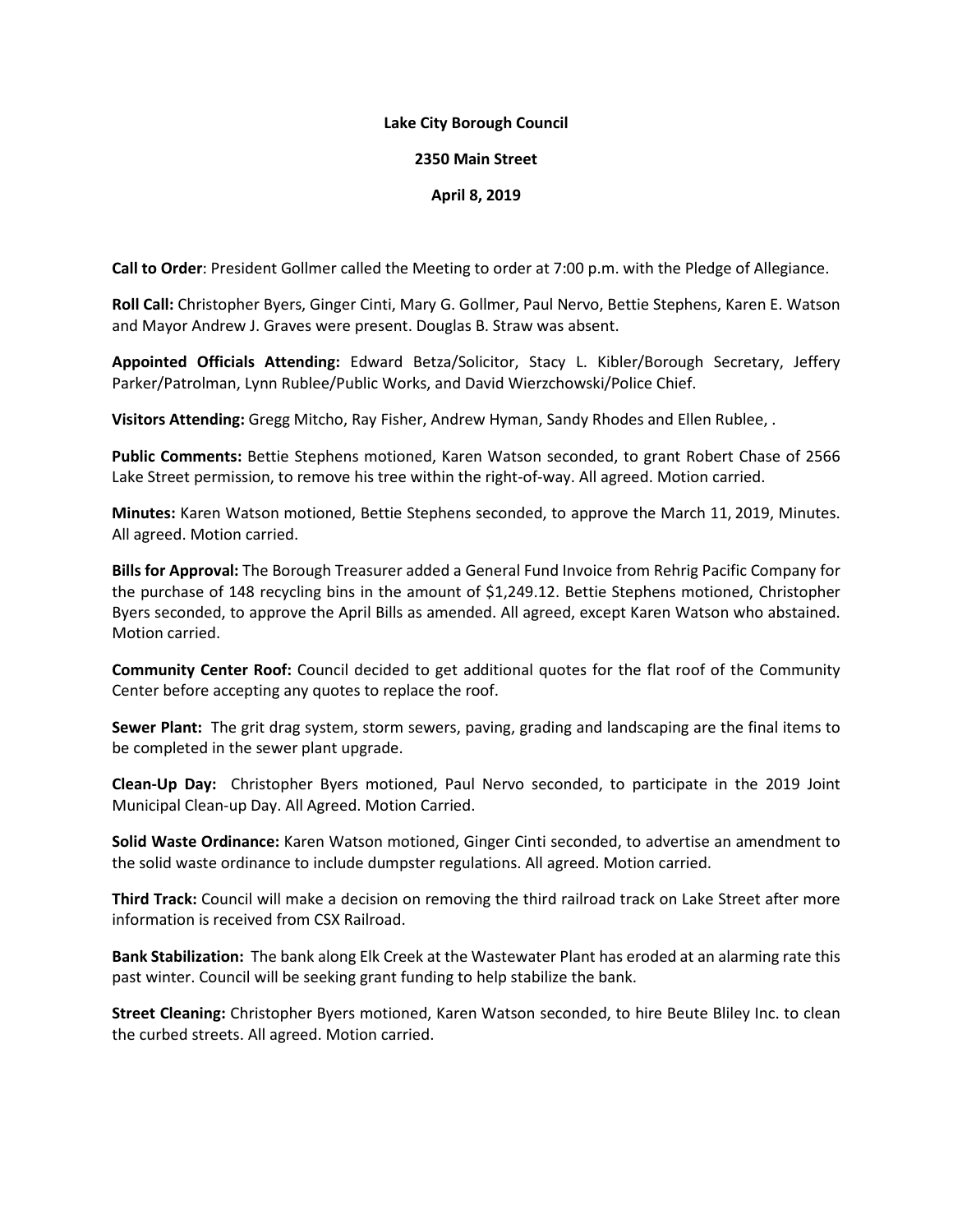**Lake City Borough Council**

**2350 Main Street**

**April 8, 2019**

**Call to Order**: President Gollmer called the Meeting to order at 7:00 p.m. with the Pledge of Allegiance.

**Roll Call:** Christopher Byers, Ginger Cinti, Mary G. Gollmer, Paul Nervo, Bettie Stephens, Karen E. Watson and Mayor Andrew J. Graves were present. Douglas B. Straw was absent.

**Appointed Officials Attending:** Edward Betza/Solicitor, Stacy L. Kibler/Borough Secretary, Jeffery Parker/Patrolman, Lynn Rublee/Public Works, and David Wierzchowski/Police Chief.

**Visitors Attending:** Gregg Mitcho, Ray Fisher, Andrew Hyman, Sandy Rhodes and Ellen Rublee, .

**Public Comments:** Bettie Stephens motioned, Karen Watson seconded, to grant Robert Chase of 2566 Lake Street permission, to remove his tree within the right-of-way. All agreed. Motion carried.

**Minutes:** Karen Watson motioned, Bettie Stephens seconded, to approve the March 11, 2019, Minutes. All agreed. Motion carried.

**Bills for Approval:** The Borough Treasurer added a General Fund Invoice from Rehrig Pacific Company for the purchase of 148 recycling bins in the amount of $1,249.12. Bettie Stephens motioned, Christopher Byers seconded, to approve the April Bills as amended. All agreed, except Karen Watson who abstained. Motion carried.

**Community Center Roof:** Council decided to get additional quotes for the flat roof of the Community Center before accepting any quotes to replace the roof.

**Sewer Plant:** The grit drag system, storm sewers, paving, grading and landscaping are the final items to be completed in the sewer plant upgrade.

**Clean-Up Day:** Christopher Byers motioned, Paul Nervo seconded, to participate in the 2019 Joint Municipal Clean-up Day. All Agreed. Motion Carried.

**Solid Waste Ordinance:** Karen Watson motioned, Ginger Cinti seconded, to advertise an amendment to the solid waste ordinance to include dumpster regulations. All agreed. Motion carried.

**Third Track:** Council will make a decision on removing the third railroad track on Lake Street after more information is received from CSX Railroad.

**Bank Stabilization:** The bank along Elk Creek at the Wastewater Plant has eroded at an alarming rate this past winter. Council will be seeking grant funding to help stabilize the bank.

**Street Cleaning:** Christopher Byers motioned, Karen Watson seconded, to hire Beute Bliley Inc. to clean the curbed streets. All agreed. Motion carried.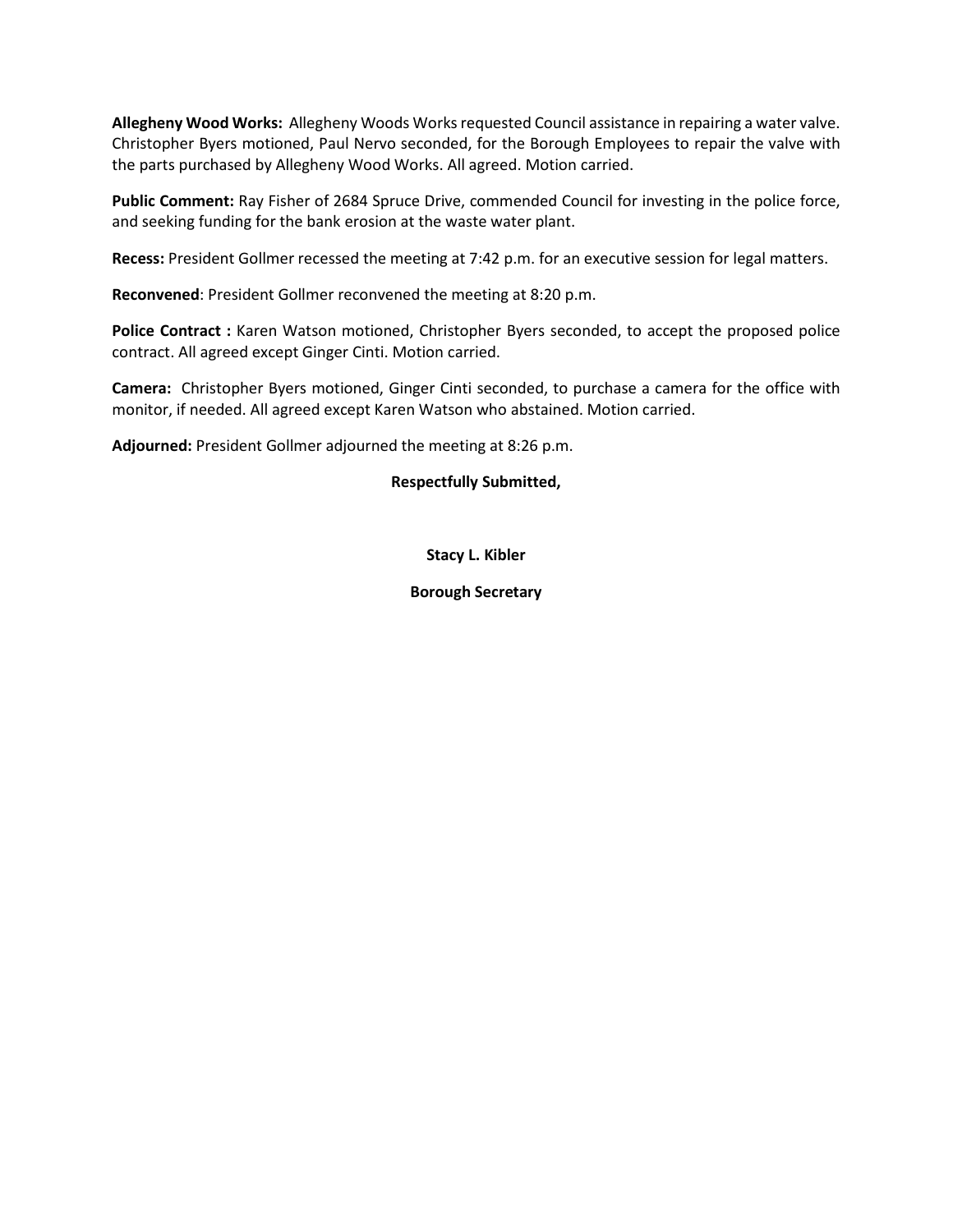**Allegheny Wood Works:** Allegheny Woods Works requested Council assistance in repairing a water valve. Christopher Byers motioned, Paul Nervo seconded, for the Borough Employees to repair the valve with the parts purchased by Allegheny Wood Works. All agreed. Motion carried.

**Public Comment:** Ray Fisher of 2684 Spruce Drive, commended Council for investing in the police force, and seeking funding for the bank erosion at the waste water plant.

**Recess:** President Gollmer recessed the meeting at 7:42 p.m. for an executive session for legal matters.

**Reconvened**: President Gollmer reconvened the meeting at 8:20 p.m.

**Police Contract :** Karen Watson motioned, Christopher Byers seconded, to accept the proposed police contract. All agreed except Ginger Cinti. Motion carried.

**Camera:** Christopher Byers motioned, Ginger Cinti seconded, to purchase a camera for the office with monitor, if needed. All agreed except Karen Watson who abstained. Motion carried.

**Adjourned:** President Gollmer adjourned the meeting at 8:26 p.m.

**Respectfully Submitted,**

**Stacy L. Kibler**

**Borough Secretary**